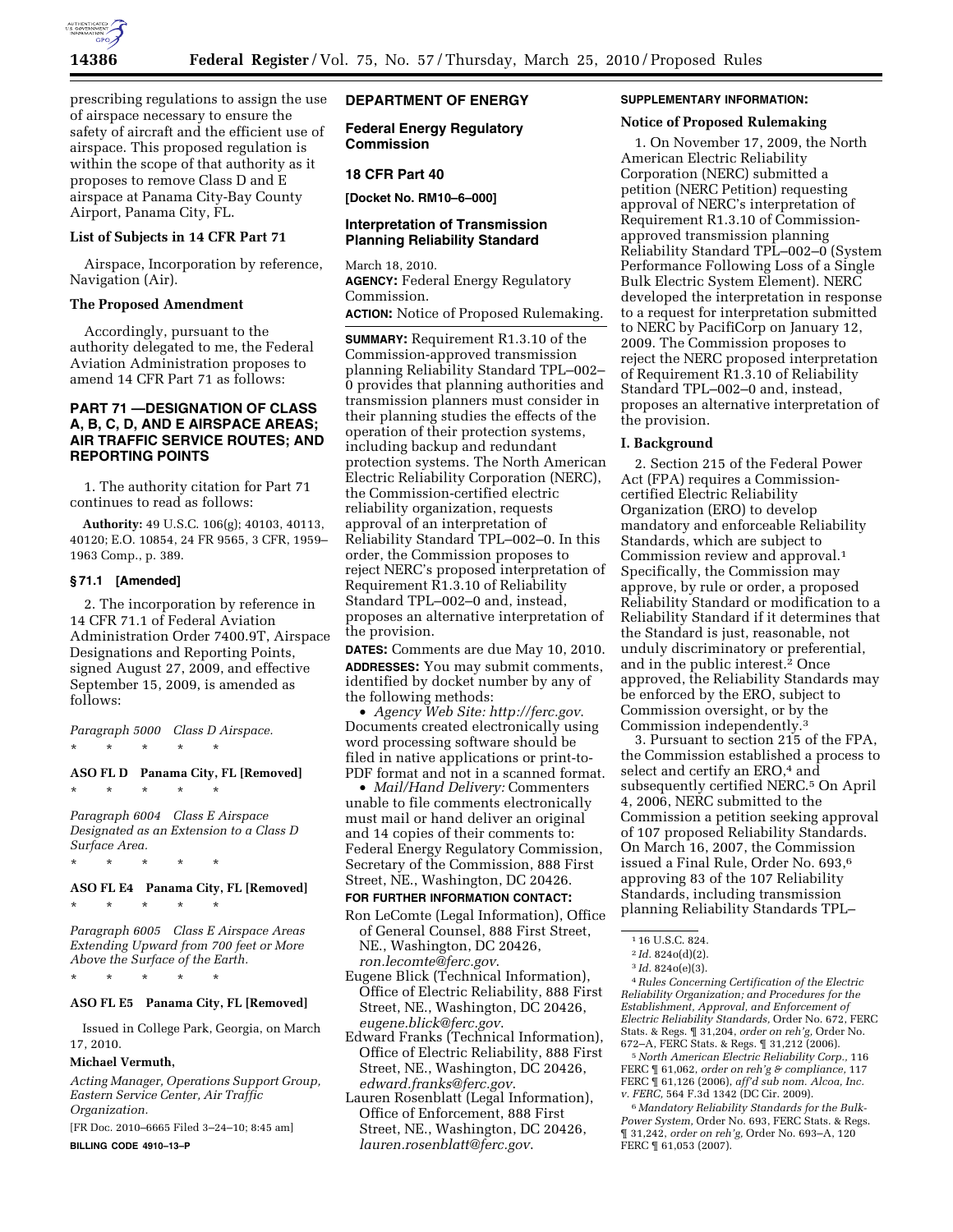prescribing regulations to assign the use of airspace necessary to ensure the safety of aircraft and the efficient use of airspace. This proposed regulation is within the scope of that authority as it proposes to remove Class D and E airspace at Panama City-Bay County Airport, Panama City, FL.

### List of Subjects in 14 CFR Part 71

Airspace, Incorporation by reference, Navigation (Air).

### The Proposed Amendment

Accordingly, pursuant to the authority delegated to me, the Federal Aviation Administration proposes to amend 14 CFR Part 71 as follows:

## PART 71 —DESIGNATION OF CLASS A, B, C, D, AND E AIRSPACE AREAS; AIR TRAFFIC SERVICE ROUTES; AND REPORTING POINTS

1. The authority citation for Part 71 continues to read as follows:

**Authority:** 49 U.S.C. 106(g); 40103, 40113, 40120; E.O. 10854, 24 FR 9565, 3 CFR, 1959–1963 Comp., p. 389.

### § 71.1 [Amended]

2. The incorporation by reference in 14 CFR 71.1 of Federal Aviation Administration Order 7400.9T, Airspace Designations and Reporting Points, signed August 27, 2009, and effective September 15, 2009, is amended as follows:

*Paragraph 5000 Class D Airspace.*

\* \* \* \* \*

**ASO FL D Panama City, FL [Removed]**

\* \* \* \* \*

*Paragraph 6004 Class E Airspace Designated as an Extension to a Class D Surface Area.*

\* \* \* \* \*

**ASO FL E4 Panama City, FL [Removed]**

\* \* \* \* \*

*Paragraph 6005 Class E Airspace Areas Extending Upward from 700 feet or More Above the Surface of the Earth.*

\* \* \* \* \*

**ASO FL E5 Panama City, FL [Removed]**

Issued in College Park, Georgia, on March 17, 2010.

**Michael Vermuth,**

*Acting Manager, Operations Support Group, Eastern Service Center, Air Traffic Organization.*

[FR Doc. 2010–6665 Filed 3–24–10; 8:45 am]

**BILLING CODE 4910–13–P**

## DEPARTMENT OF ENERGY

### Federal Energy Regulatory Commission

### 18 CFR Part 40

**[Docket No. RM10–6–000]**

### Interpretation of Transmission Planning Reliability Standard

March 18, 2010.

**AGENCY:** Federal Energy Regulatory Commission.

**ACTION:** Notice of Proposed Rulemaking.

**SUMMARY:** Requirement R1.3.10 of the Commission-approved transmission planning Reliability Standard TPL–002–0 provides that planning authorities and transmission planners must consider in their planning studies the effects of the operation of their protection systems, including backup and redundant protection systems. The North American Electric Reliability Corporation (NERC), the Commission-certified electric reliability organization, requests approval of an interpretation of Reliability Standard TPL–002–0. In this order, the Commission proposes to reject NERC's proposed interpretation of Requirement R1.3.10 of Reliability Standard TPL–002–0 and, instead, proposes an alternative interpretation of the provision.

**DATES:** Comments are due May 10, 2010.

**ADDRESSES:** You may submit comments, identified by docket number by any of the following methods:

- *Agency Web Site: http://ferc.gov*. Documents created electronically using word processing software should be filed in native applications or print-to-PDF format and not in a scanned format.
- *Mail/Hand Delivery:* Commenters unable to file comments electronically must mail or hand deliver an original and 14 copies of their comments to: Federal Energy Regulatory Commission, Secretary of the Commission, 888 First Street, NE., Washington, DC 20426.

**FOR FURTHER INFORMATION CONTACT:**

Ron LeComte (Legal Information), Office of General Counsel, 888 First Street, NE., Washington, DC 20426, *ron.lecomte@ferc.gov*.

Eugene Blick (Technical Information), Office of Electric Reliability, 888 First Street, NE., Washington, DC 20426, *eugene.blick@ferc.gov*.

Edward Franks (Technical Information), Office of Electric Reliability, 888 First Street, NE., Washington, DC 20426, *edward.franks@ferc.gov*.

Lauren Rosenblatt (Legal Information), Office of Enforcement, 888 First Street, NE., Washington, DC 20426, *lauren.rosenblatt@ferc.gov*.

**SUPPLEMENTARY INFORMATION:**

### Notice of Proposed Rulemaking

1. On November 17, 2009, the North American Electric Reliability Corporation (NERC) submitted a petition (NERC Petition) requesting approval of NERC's interpretation of Requirement R1.3.10 of Commission-approved transmission planning Reliability Standard TPL–002–0 (System Performance Following Loss of a Single Bulk Electric System Element). NERC developed the interpretation in response to a request for interpretation submitted to NERC by PacifiCorp on January 12, 2009. The Commission proposes to reject the NERC proposed interpretation of Requirement R1.3.10 of Reliability Standard TPL–002–0 and, instead, proposes an alternative interpretation of the provision.

### I. Background

2. Section 215 of the Federal Power Act (FPA) requires a Commission-certified Electric Reliability Organization (ERO) to develop mandatory and enforceable Reliability Standards, which are subject to Commission review and approval.[1] Specifically, the Commission may approve, by rule or order, a proposed Reliability Standard or modification to a Reliability Standard if it determines that the Standard is just, reasonable, not unduly discriminatory or preferential, and in the public interest.[2] Once approved, the Reliability Standards may be enforced by the ERO, subject to Commission oversight, or by the Commission independently.[3]

3. Pursuant to section 215 of the FPA, the Commission established a process to select and certify an ERO,[4] and subsequently certified NERC.[5] On April 4, 2006, NERC submitted to the Commission a petition seeking approval of 107 proposed Reliability Standards. On March 16, 2007, the Commission issued a Final Rule, Order No. 693,[6] approving 83 of the 107 Reliability Standards, including transmission planning Reliability Standards TPL–

[1] 16 U.S.C. 824.

[2] *Id.* 824o(d)(2).

[3] *Id.* 824o(e)(3).

[4] *Rules Concerning Certification of the Electric Reliability Organization; and Procedures for the Establishment, Approval, and Enforcement of Electric Reliability Standards,* Order No. 672, FERC Stats. & Regs. ¶ 31,204, *order on reh'g,* Order No. 672–A, FERC Stats. & Regs. ¶ 31,212 (2006).

[5] *North American Electric Reliability Corp.,* 116 FERC ¶ 61,062, *order on reh'g & compliance,* 117 FERC ¶ 61,126 (2006), *aff'd sub nom. Alcoa, Inc. v. FERC,* 564 F.3d 1342 (DC Cir. 2009).

[6] *Mandatory Reliability Standards for the Bulk-Power System,* Order No. 693, FERC Stats. & Regs. ¶ 31,242, *order on reh'g,* Order No. 693–A, 120 FERC ¶ 61,053 (2007).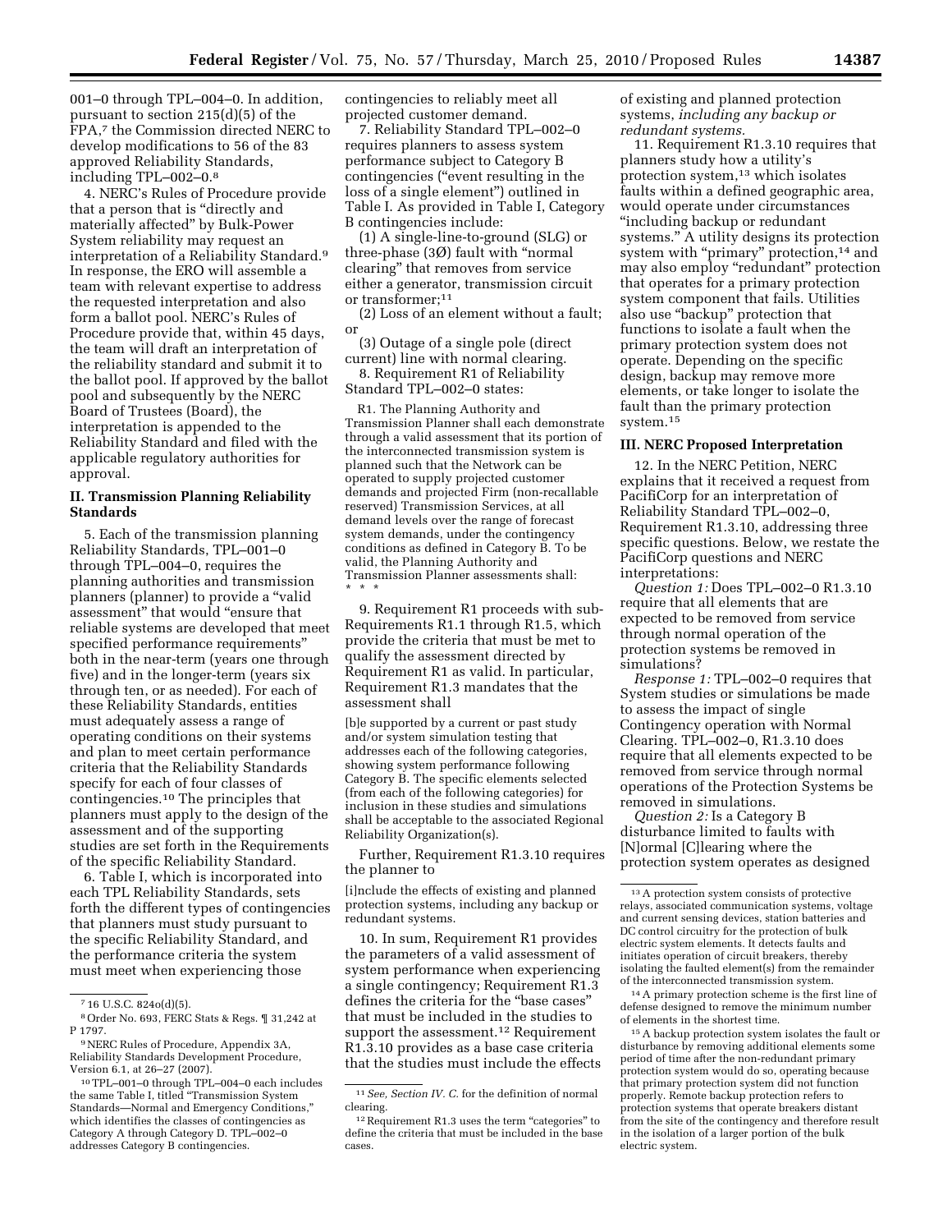001–0 through TPL–004–0. In addition, pursuant to section 215(d)(5) of the FPA,[7] the Commission directed NERC to develop modifications to 56 of the 83 approved Reliability Standards, including TPL–002–0.[8]

4. NERC's Rules of Procedure provide that a person that is "directly and materially affected" by Bulk-Power System reliability may request an interpretation of a Reliability Standard.[9] In response, the ERO will assemble a team with relevant expertise to address the requested interpretation and also form a ballot pool. NERC's Rules of Procedure provide that, within 45 days, the team will draft an interpretation of the reliability standard and submit it to the ballot pool. If approved by the ballot pool and subsequently by the NERC Board of Trustees (Board), the interpretation is appended to the Reliability Standard and filed with the applicable regulatory authorities for approval.

## II. Transmission Planning Reliability Standards

5. Each of the transmission planning Reliability Standards, TPL–001–0 through TPL–004–0, requires the planning authorities and transmission planners (planner) to provide a "valid assessment" that would "ensure that reliable systems are developed that meet specified performance requirements" both in the near-term (years one through five) and in the longer-term (years six through ten, or as needed). For each of these Reliability Standards, entities must adequately assess a range of operating conditions on their systems and plan to meet certain performance criteria that the Reliability Standards specify for each of four classes of contingencies.[10] The principles that planners must apply to the design of the assessment and of the supporting studies are set forth in the Requirements of the specific Reliability Standard.

6. Table I, which is incorporated into each TPL Reliability Standards, sets forth the different types of contingencies that planners must study pursuant to the specific Reliability Standard, and the performance criteria the system must meet when experiencing those contingencies to reliably meet all projected customer demand.

7. Reliability Standard TPL–002–0 requires planners to assess system performance subject to Category B contingencies ("event resulting in the loss of a single element") outlined in Table I. As provided in Table I, Category B contingencies include:

(1) A single-line-to-ground (SLG) or three-phase (3Ø) fault with "normal clearing" that removes from service either a generator, transmission circuit or transformer;[11]

(2) Loss of an element without a fault; or

(3) Outage of a single pole (direct current) line with normal clearing.

8. Requirement R1 of Reliability Standard TPL–002–0 states:

> R1. The Planning Authority and Transmission Planner shall each demonstrate through a valid assessment that its portion of the interconnected transmission system is planned such that the Network can be operated to supply projected customer demands and projected Firm (non-recallable reserved) Transmission Services, at all demand levels over the range of forecast system demands, under the contingency conditions as defined in Category B. To be valid, the Planning Authority and Transmission Planner assessments shall: * * *

9. Requirement R1 proceeds with sub-Requirements R1.1 through R1.5, which provide the criteria that must be met to qualify the assessment directed by Requirement R1 as valid. In particular, Requirement R1.3 mandates that the assessment shall

> [b]e supported by a current or past study and/or system simulation testing that addresses each of the following categories, showing system performance following Category B. The specific elements selected (from each of the following categories) for inclusion in these studies and simulations shall be acceptable to the associated Regional Reliability Organization(s).

Further, Requirement R1.3.10 requires the planner to

> [i]nclude the effects of existing and planned protection systems, including any backup or redundant systems.

10. In sum, Requirement R1 provides the parameters of a valid assessment of system performance when experiencing a single contingency; Requirement R1.3 defines the criteria for the "base cases" that must be included in the studies to support the assessment.[12] Requirement R1.3.10 provides as a base case criteria that the studies must include the effects of existing and planned protection systems, *including any backup or redundant systems.*

11. Requirement R1.3.10 requires that planners study how a utility's protection system,[13] which isolates faults within a defined geographic area, would operate under circumstances "including backup or redundant systems." A utility designs its protection system with "primary" protection,[14] and may also employ "redundant" protection that operates for a primary protection system component that fails. Utilities also use "backup" protection that functions to isolate a fault when the primary protection system does not operate. Depending on the specific design, backup may remove more elements, or take longer to isolate the fault than the primary protection system.[15]

## III. NERC Proposed Interpretation

12. In the NERC Petition, NERC explains that it received a request from PacifiCorp for an interpretation of Reliability Standard TPL–002–0, Requirement R1.3.10, addressing three specific questions. Below, we restate the PacifiCorp questions and NERC interpretations:

*Question 1:* Does TPL–002–0 R1.3.10 require that all elements that are expected to be removed from service through normal operation of the protection systems be removed in simulations?

*Response 1:* TPL–002–0 requires that System studies or simulations be made to assess the impact of single Contingency operation with Normal Clearing. TPL–002–0, R1.3.10 does require that all elements expected to be removed from service through normal operations of the Protection Systems be removed in simulations.

*Question 2:* Is a Category B disturbance limited to faults with [N]ormal [C]learing where the protection system operates as designed

---

[7] 16 U.S.C. 824o(d)(5).

[8] Order No. 693, FERC Stats & Regs. ¶ 31,242 at P 1797.

[9] NERC Rules of Procedure, Appendix 3A, Reliability Standards Development Procedure, Version 6.1, at 26–27 (2007).

[10] TPL–001–0 through TPL–004–0 each includes the same Table I, titled "Transmission System Standards—Normal and Emergency Conditions," which identifies the classes of contingencies as Category A through Category D. TPL–002–0 addresses Category B contingencies.

[11] *See, Section IV. C.* for the definition of normal clearing.

[12] Requirement R1.3 uses the term "categories" to define the criteria that must be included in the base cases.

[13] A protection system consists of protective relays, associated communication systems, voltage and current sensing devices, station batteries and DC control circuitry for the protection of bulk electric system elements. It detects faults and initiates operation of circuit breakers, thereby isolating the faulted element(s) from the remainder of the interconnected transmission system.

[14] A primary protection scheme is the first line of defense designed to remove the minimum number of elements in the shortest time.

[15] A backup protection system isolates the fault or disturbance by removing additional elements some period of time after the non-redundant primary protection system would do so, operating because that primary protection system did not function properly. Remote backup protection refers to protection systems that operate breakers distant from the site of the contingency and therefore result in the isolation of a larger portion of the bulk electric system.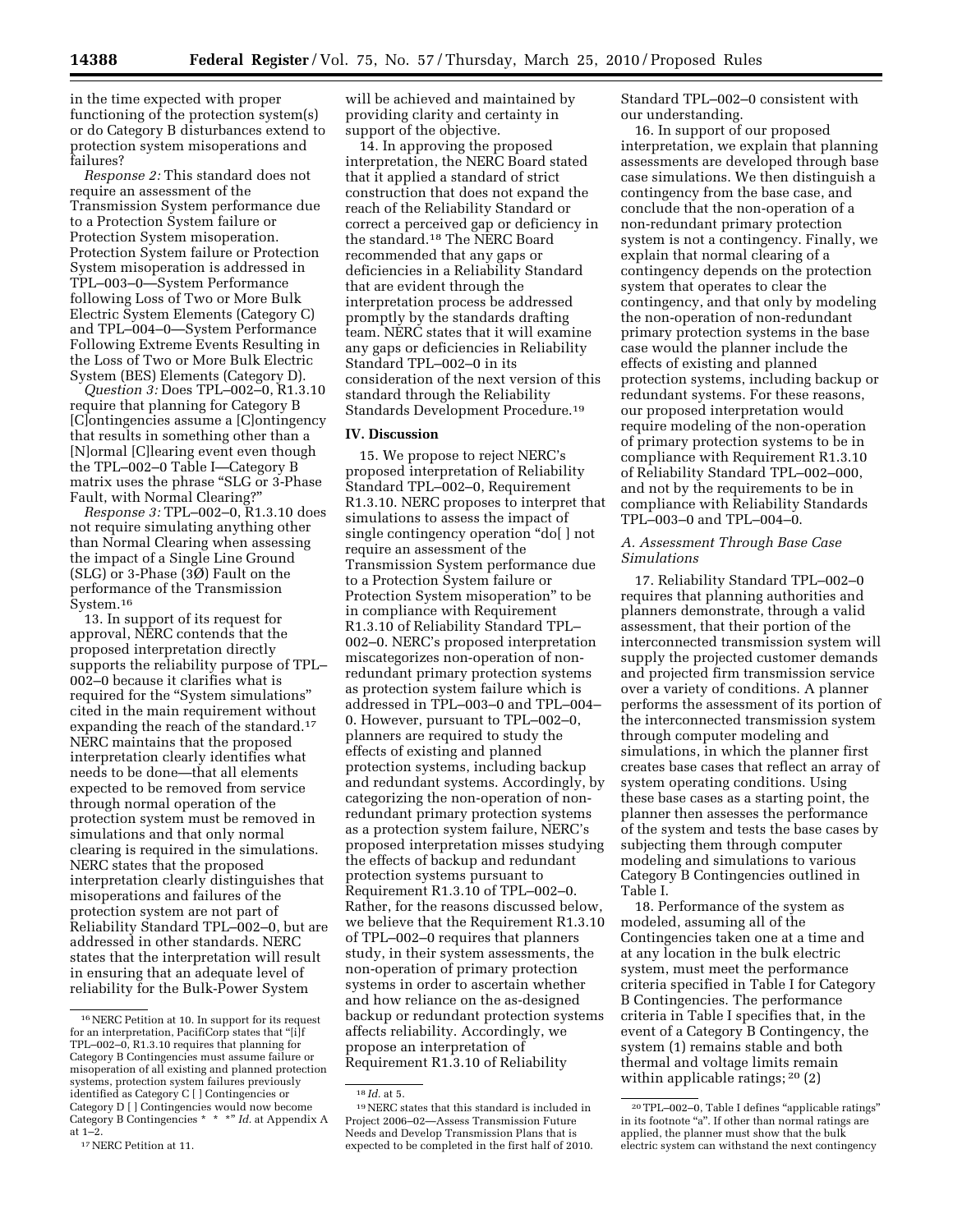in the time expected with proper functioning of the protection system(s) or do Category B disturbances extend to protection system misoperations and failures?

*Response 2:* This standard does not require an assessment of the Transmission System performance due to a Protection System failure or Protection System misoperation. Protection System failure or Protection System misoperation is addressed in TPL–003–0—System Performance following Loss of Two or More Bulk Electric System Elements (Category C) and TPL–004–0—System Performance Following Extreme Events Resulting in the Loss of Two or More Bulk Electric System (BES) Elements (Category D).

*Question 3:* Does TPL–002–0, R1.3.10 require that planning for Category B [C]ontingencies assume a [C]ontingency that results in something other than a [N]ormal [C]learing event even though the TPL–002–0 Table I—Category B matrix uses the phrase "SLG or 3-Phase Fault, with Normal Clearing?"

*Response 3:* TPL–002–0, R1.3.10 does not require simulating anything other than Normal Clearing when assessing the impact of a Single Line Ground (SLG) or 3-Phase (3Ø) Fault on the performance of the Transmission System.[16]

13. In support of its request for approval, NERC contends that the proposed interpretation directly supports the reliability purpose of TPL–002–0 because it clarifies what is required for the "System simulations" cited in the main requirement without expanding the reach of the standard.[17] NERC maintains that the proposed interpretation clearly identifies what needs to be done—that all elements expected to be removed from service through normal operation of the protection system must be removed in simulations and that only normal clearing is required in the simulations. NERC states that the proposed interpretation clearly distinguishes that misoperations and failures of the protection system are not part of Reliability Standard TPL–002–0, but are addressed in other standards. NERC states that the interpretation will result in ensuring that an adequate level of reliability for the Bulk-Power System will be achieved and maintained by providing clarity and certainty in support of the objective.

14. In approving the proposed interpretation, the NERC Board stated that it applied a standard of strict construction that does not expand the reach of the Reliability Standard or correct a perceived gap or deficiency in the standard.[18] The NERC Board recommended that any gaps or deficiencies in a Reliability Standard that are evident through the interpretation process be addressed promptly by the standards drafting team. NERC states that it will examine any gaps or deficiencies in Reliability Standard TPL–002–0 in its consideration of the next version of this standard through the Reliability Standards Development Procedure.[19]

## IV. Discussion

15. We propose to reject NERC's proposed interpretation of Reliability Standard TPL–002–0, Requirement R1.3.10. NERC proposes to interpret that simulations to assess the impact of single contingency operation "do[ ] not require an assessment of the Transmission System performance due to a Protection System failure or Protection System misoperation" to be in compliance with Requirement R1.3.10 of Reliability Standard TPL–002–0. NERC's proposed interpretation miscategorizes non-operation of non-redundant primary protection systems as protection system failure which is addressed in TPL–003–0 and TPL–004–0. However, pursuant to TPL–002–0, planners are required to study the effects of existing and planned protection systems, including backup and redundant systems. Accordingly, by categorizing the non-operation of non-redundant primary protection systems as a protection system failure, NERC's proposed interpretation misses studying the effects of backup and redundant protection systems pursuant to Requirement R1.3.10 of TPL–002–0. Rather, for the reasons discussed below, we believe that the Requirement R1.3.10 of TPL–002–0 requires that planners study, in their system assessments, the non-operation of primary protection systems in order to ascertain whether and how reliance on the as-designed backup or redundant protection systems affects reliability. Accordingly, we propose an interpretation of Requirement R1.3.10 of Reliability Standard TPL–002–0 consistent with our understanding.

16. In support of our proposed interpretation, we explain that planning assessments are developed through base case simulations. We then distinguish a contingency from the base case, and conclude that the non-operation of a non-redundant primary protection system is not a contingency. Finally, we explain that normal clearing of a contingency depends on the protection system that operates to clear the contingency, and that only by modeling the non-operation of non-redundant primary protection systems in the base case would the planner include the effects of existing and planned protection systems, including backup or redundant systems. For these reasons, our proposed interpretation would require modeling of the non-operation of primary protection systems to be in compliance with Requirement R1.3.10 of Reliability Standard TPL–002–000, and not by the requirements to be in compliance with Reliability Standards TPL–003–0 and TPL–004–0.

### A. Assessment Through Base Case Simulations

17. Reliability Standard TPL–002–0 requires that planning authorities and planners demonstrate, through a valid assessment, that their portion of the interconnected transmission system will supply the projected customer demands and projected firm transmission service over a variety of conditions. A planner performs the assessment of its portion of the interconnected transmission system through computer modeling and simulations, in which the planner first creates base cases that reflect an array of system operating conditions. Using these base cases as a starting point, the planner then assesses the performance of the system and tests the base cases by subjecting them through computer modeling and simulations to various Category B Contingencies outlined in Table I.

18. Performance of the system as modeled, assuming all of the Contingencies taken one at a time and at any location in the bulk electric system, must meet the performance criteria specified in Table I for Category B Contingencies. The performance criteria in Table I specifies that, in the event of a Category B Contingency, the system (1) remains stable and both thermal and voltage limits remain within applicable ratings;[20] (2)

---

[16] NERC Petition at 10. In support for its request for an interpretation, PacifiCorp states that "[i]f TPL–002–0, R1.3.10 requires that planning for Category B Contingencies must assume failure or misoperation of all existing and planned protection systems, protection system failures previously identified as Category C [ ] Contingencies or Category D [ ] Contingencies would now become Category B Contingencies * * *" *Id.* at Appendix A at 1–2.

[17] NERC Petition at 11.

[18] *Id.* at 5.

[19] NERC states that this standard is included in Project 2006–02—Assess Transmission Future Needs and Develop Transmission Plans that is expected to be completed in the first half of 2010.

[20] TPL–002–0, Table I defines "applicable ratings" in its footnote "a". If other than normal ratings are applied, the planner must show that the bulk electric system can withstand the next contingency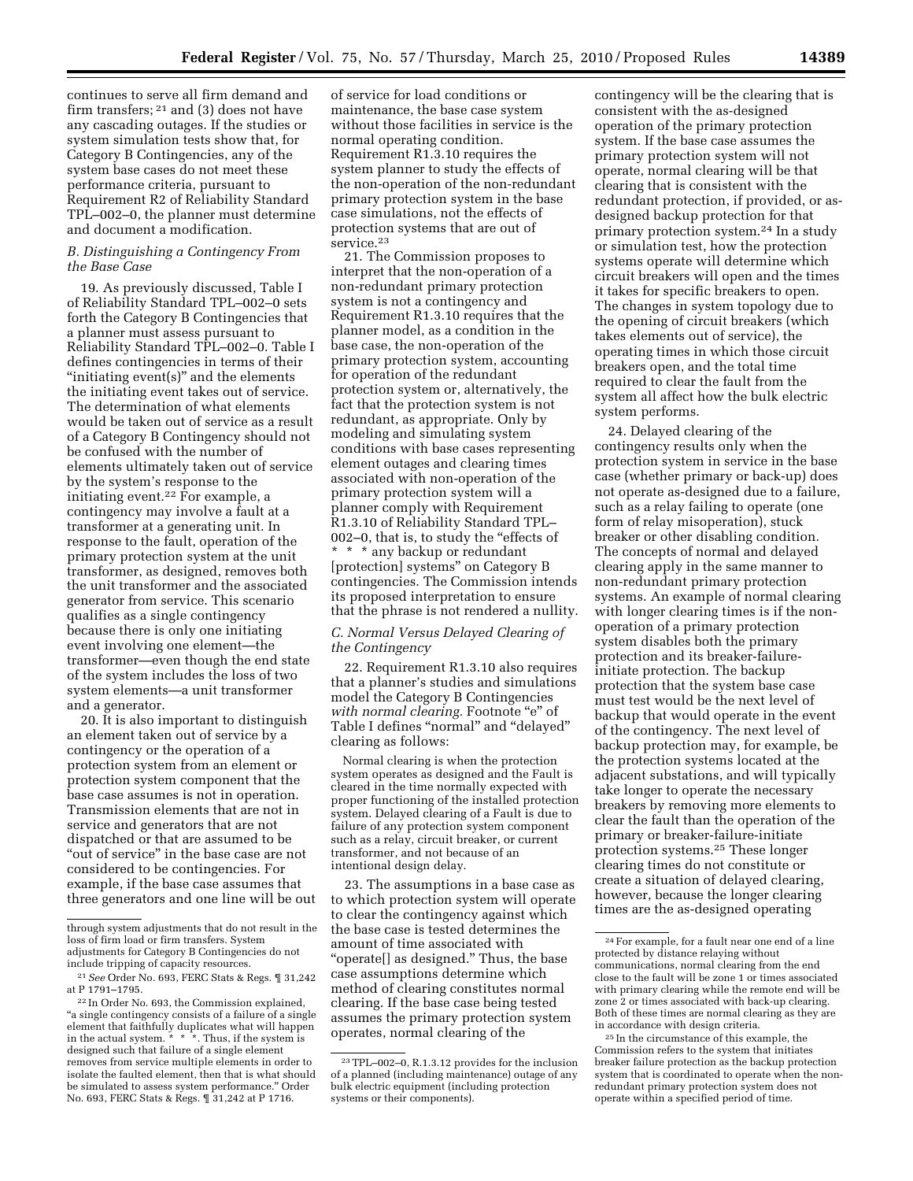continues to serve all firm demand and firm transfers; [21] and (3) does not have any cascading outages. If the studies or system simulation tests show that, for Category B Contingencies, any of the system base cases do not meet these performance criteria, pursuant to Requirement R2 of Reliability Standard TPL–002–0, the planner must determine and document a modification.

### *B. Distinguishing a Contingency From the Base Case*

19. As previously discussed, Table I of Reliability Standard TPL–002–0 sets forth the Category B Contingencies that a planner must assess pursuant to Reliability Standard TPL–002–0. Table I defines contingencies in terms of their "initiating event(s)" and the elements the initiating event takes out of service. The determination of what elements would be taken out of service as a result of a Category B Contingency should not be confused with the number of elements ultimately taken out of service by the system's response to the initiating event.[22] For example, a contingency may involve a fault at a transformer at a generating unit. In response to the fault, operation of the primary protection system at the unit transformer, as designed, removes both the unit transformer and the associated generator from service. This scenario qualifies as a single contingency because there is only one initiating event involving one element—the transformer—even though the end state of the system includes the loss of two system elements—a unit transformer and a generator.

20. It is also important to distinguish an element taken out of service by a contingency or the operation of a protection system from an element or protection system component that the base case assumes is not in operation. Transmission elements that are not in service and generators that are not dispatched or that are assumed to be "out of service" in the base case are not considered to be contingencies. For example, if the base case assumes that three generators and one line will be out of service for load conditions or maintenance, the base case system without those facilities in service is the normal operating condition. Requirement R1.3.10 requires the system planner to study the effects of the non-operation of the non-redundant primary protection system in the base case simulations, not the effects of protection systems that are out of service.[23]

21. The Commission proposes to interpret that the non-operation of a non-redundant primary protection system is not a contingency and Requirement R1.3.10 requires that the planner model, as a condition in the base case, the non-operation of the primary protection system, accounting for operation of the redundant protection system or, alternatively, the fact that the protection system is not redundant, as appropriate. Only by modeling and simulating system conditions with base cases representing element outages and clearing times associated with non-operation of the primary protection system will a planner comply with Requirement R1.3.10 of Reliability Standard TPL–002–0, that is, to study the "effects of * * * any backup or redundant [protection] systems" on Category B contingencies. The Commission intends its proposed interpretation to ensure that the phrase is not rendered a nullity.

### *C. Normal Versus Delayed Clearing of the Contingency*

22. Requirement R1.3.10 also requires that a planner's studies and simulations model the Category B Contingencies *with normal clearing*. Footnote "e" of Table I defines "normal" and "delayed" clearing as follows:

> Normal clearing is when the protection system operates as designed and the Fault is cleared in the time normally expected with proper functioning of the installed protection system. Delayed clearing of a Fault is due to failure of any protection system component such as a relay, circuit breaker, or current transformer, and not because of an intentional design delay.

23. The assumptions in a base case as to which protection system will operate to clear the contingency against which the base case is tested determines the amount of time associated with "operate[] as designed." Thus, the base case assumptions determine which method of clearing constitutes normal clearing. If the base case being tested assumes the primary protection system operates, normal clearing of the contingency will be the clearing that is consistent with the as-designed operation of the primary protection system. If the base case assumes the primary protection system will not operate, normal clearing will be that clearing that is consistent with the redundant protection, if provided, or as-designed backup protection for that primary protection system.[24] In a study or simulation test, how the protection systems operate will determine which circuit breakers will open and the times it takes for specific breakers to open. The changes in system topology due to the opening of circuit breakers (which takes elements out of service), the operating times in which those circuit breakers open, and the total time required to clear the fault from the system all affect how the bulk electric system performs.

24. Delayed clearing of the contingency results only when the protection system in service in the base case (whether primary or back-up) does not operate as-designed due to a failure, such as a relay failing to operate (one form of relay misoperation), stuck breaker or other disabling condition. The concepts of normal and delayed clearing apply in the same manner to non-redundant primary protection systems. An example of normal clearing with longer clearing times is if the non-operation of a primary protection system disables both the primary protection and its breaker-failure-initiate protection. The backup protection that the system base case must test would be the next level of backup that would operate in the event of the contingency. The next level of backup protection may, for example, be the protection systems located at the adjacent substations, and will typically take longer to operate the necessary breakers by removing more elements to clear the fault than the operation of the primary or breaker-failure-initiate protection systems.[25] These longer clearing times do not constitute or create a situation of delayed clearing, however, because the longer clearing times are the as-designed operating

---

through system adjustments that do not result in the loss of firm load or firm transfers. System adjustments for Category B Contingencies do not include tripping of capacity resources.

[21] *See* Order No. 693, FERC Stats & Regs. ¶ 31,242 at P 1791–1795.

[22] In Order No. 693, the Commission explained, "a single contingency consists of a failure of a single element that faithfully duplicates what will happen in the actual system. * * *. Thus, if the system is designed such that failure of a single element removes from service multiple elements in order to isolate the faulted element, then that is what should be simulated to assess system performance." Order No. 693, FERC Stats & Regs. ¶ 31,242 at P 1716.

[23] TPL–002–0, R.1.3.12 provides for the inclusion of a planned (including maintenance) outage of any bulk electric equipment (including protection systems or their components).

[24] For example, for a fault near one end of a line protected by distance relaying without communications, normal clearing from the end close to the fault will be zone 1 or times associated with primary clearing while the remote end will be zone 2 or times associated with back-up clearing. Both of these times are normal clearing as they are in accordance with design criteria.

[25] In the circumstance of this example, the Commission refers to the system that initiates breaker failure protection as the backup protection system that is coordinated to operate when the non-redundant primary protection system does not operate within a specified period of time.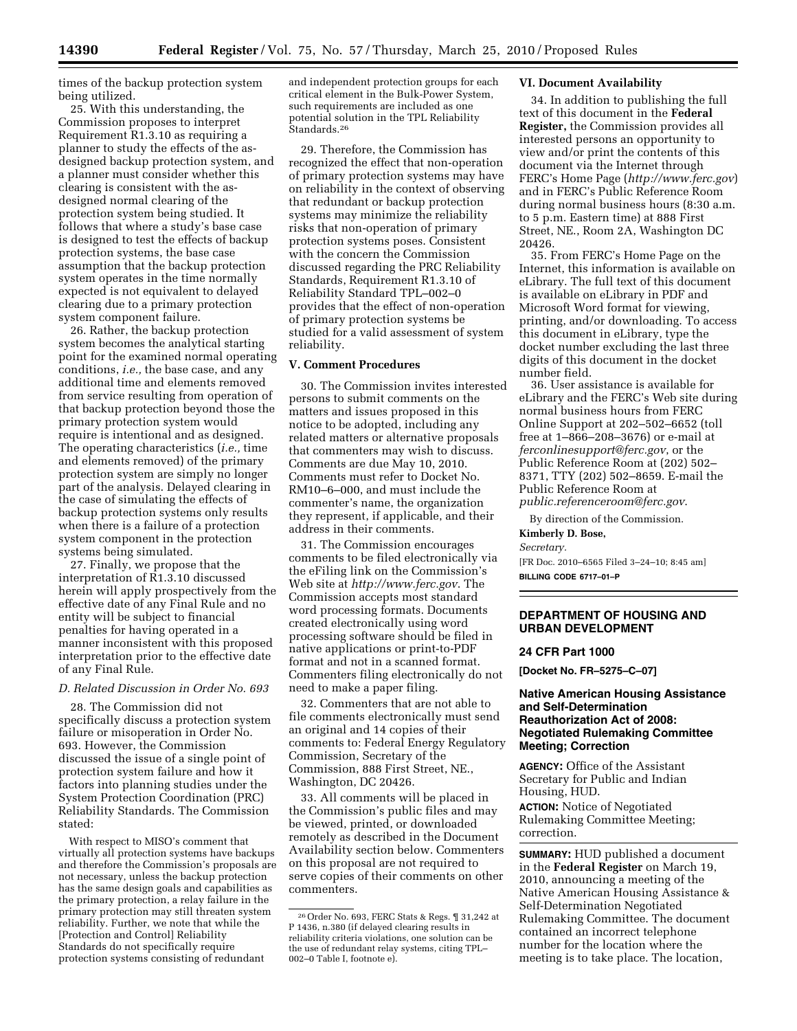times of the backup protection system being utilized.

25. With this understanding, the Commission proposes to interpret Requirement R1.3.10 as requiring a planner to study the effects of the as-designed backup protection system, and a planner must consider whether this clearing is consistent with the as-designed normal clearing of the protection system being studied. It follows that where a study's base case is designed to test the effects of backup protection systems, the base case assumption that the backup protection system operates in the time normally expected is not equivalent to delayed clearing due to a primary protection system component failure.

26. Rather, the backup protection system becomes the analytical starting point for the examined normal operating conditions, *i.e.,* the base case, and any additional time and elements removed from service resulting from operation of that backup protection beyond those the primary protection system would require is intentional and as designed. The operating characteristics (*i.e.,* time and elements removed) of the primary protection system are simply no longer part of the analysis. Delayed clearing in the case of simulating the effects of backup protection systems only results when there is a failure of a protection system component in the protection systems being simulated.

27. Finally, we propose that the interpretation of R1.3.10 discussed herein will apply prospectively from the effective date of any Final Rule and no entity will be subject to financial penalties for having operated in a manner inconsistent with this proposed interpretation prior to the effective date of any Final Rule.

### *D. Related Discussion in Order No. 693*

28. The Commission did not specifically discuss a protection system failure or misoperation in Order No. 693. However, the Commission discussed the issue of a single point of protection system failure and how it factors into planning studies under the System Protection Coordination (PRC) Reliability Standards. The Commission stated:

> With respect to MISO's comment that virtually all protection systems have backups and therefore the Commission's proposals are not necessary, unless the backup protection has the same design goals and capabilities as the primary protection, a relay failure in the primary protection may still threaten system reliability. Further, we note that while the [Protection and Control] Reliability Standards do not specifically require protection systems consisting of redundant and independent protection groups for each critical element in the Bulk-Power System, such requirements are included as one potential solution in the TPL Reliability Standards.[26]

29. Therefore, the Commission has recognized the effect that non-operation of primary protection systems may have on reliability in the context of observing that redundant or backup protection systems may minimize the reliability risks that non-operation of primary protection systems poses. Consistent with the concern the Commission discussed regarding the PRC Reliability Standards, Requirement R1.3.10 of Reliability Standard TPL–002–0 provides that the effect of non-operation of primary protection systems be studied for a valid assessment of system reliability.

## V. Comment Procedures

30. The Commission invites interested persons to submit comments on the matters and issues proposed in this notice to be adopted, including any related matters or alternative proposals that commenters may wish to discuss. Comments are due May 10, 2010. Comments must refer to Docket No. RM10–6–000, and must include the commenter's name, the organization they represent, if applicable, and their address in their comments.

31. The Commission encourages comments to be filed electronically via the eFiling link on the Commission's Web site at *http://www.ferc.gov*. The Commission accepts most standard word processing formats. Documents created electronically using word processing software should be filed in native applications or print-to-PDF format and not in a scanned format. Commenters filing electronically do not need to make a paper filing.

32. Commenters that are not able to file comments electronically must send an original and 14 copies of their comments to: Federal Energy Regulatory Commission, Secretary of the Commission, 888 First Street, NE., Washington, DC 20426.

33. All comments will be placed in the Commission's public files and may be viewed, printed, or downloaded remotely as described in the Document Availability section below. Commenters on this proposal are not required to serve copies of their comments on other commenters.

[26] Order No. 693, FERC Stats & Regs. ¶ 31,242 at P 1436, n.380 (if delayed clearing results in reliability criteria violations, one solution can be the use of redundant relay systems, citing TPL–002–0 Table I, footnote e).

## VI. Document Availability

34. In addition to publishing the full text of this document in the **Federal Register,** the Commission provides all interested persons an opportunity to view and/or print the contents of this document via the Internet through FERC's Home Page (*http://www.ferc.gov*) and in FERC's Public Reference Room during normal business hours (8:30 a.m. to 5 p.m. Eastern time) at 888 First Street, NE., Room 2A, Washington DC 20426.

35. From FERC's Home Page on the Internet, this information is available on eLibrary. The full text of this document is available on eLibrary in PDF and Microsoft Word format for viewing, printing, and/or downloading. To access this document in eLibrary, type the docket number excluding the last three digits of this document in the docket number field.

36. User assistance is available for eLibrary and the FERC's Web site during normal business hours from FERC Online Support at 202–502–6652 (toll free at 1–866–208–3676) or e-mail at *ferconlinesupport@ferc.gov*, or the Public Reference Room at (202) 502–8371, TTY (202) 502–8659. E-mail the Public Reference Room at *public.referenceroom@ferc.gov*.

By direction of the Commission.

**Kimberly D. Bose,**

*Secretary.*

[FR Doc. 2010–6565 Filed 3–24–10; 8:45 am]

**BILLING CODE 6717–01–P**

---

# DEPARTMENT OF HOUSING AND URBAN DEVELOPMENT

## 24 CFR Part 1000

**[Docket No. FR–5275–C–07]**

## Native American Housing Assistance and Self-Determination Reauthorization Act of 2008: Negotiated Rulemaking Committee Meeting; Correction

**AGENCY:** Office of the Assistant Secretary for Public and Indian Housing, HUD.

**ACTION:** Notice of Negotiated Rulemaking Committee Meeting; correction.

**SUMMARY:** HUD published a document in the **Federal Register** on March 19, 2010, announcing a meeting of the Native American Housing Assistance & Self-Determination Negotiated Rulemaking Committee. The document contained an incorrect telephone number for the location where the meeting is to take place. The location,